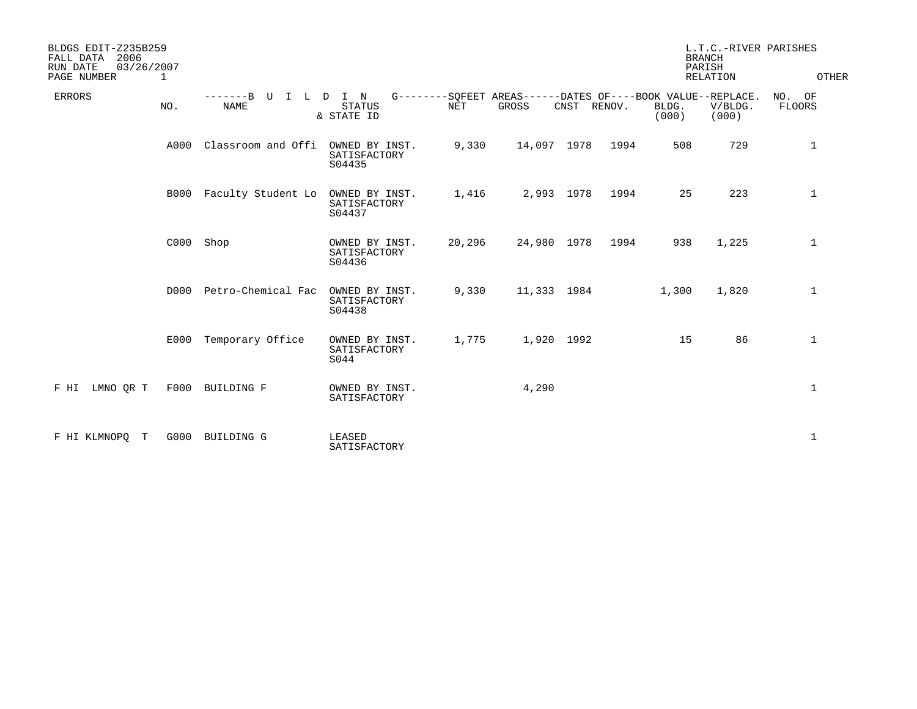BLDGS EDIT-Z235B259
FALL DATA 2006
RUN DATE 03/26/2007
PAGE NUMBER 1

L.T.C.-RIVER PARISHES
BRANCH
PARISH
RELATION OTHER

| ERRORS | NO. | BUILDING NAME | STATUS & STATE ID | SQFEET AREAS NET | SQFEET AREAS GROSS | DATES OF CNST | DATES OF RENOV. | BOOK VALUE BLDG. (000) | REPLACE. V/BLDG. (000) | NO. OF FLOORS |
|---|---|---|---|---|---|---|---|---|---|---|
| | A000 | Classroom and Offi | OWNED BY INST. SATISFACTORY S04435 | 9,330 | 14,097 | 1978 | 1994 | 508 | 729 | 1 |
| | B000 | Faculty Student Lo | OWNED BY INST. SATISFACTORY S04437 | 1,416 | 2,993 | 1978 | 1994 | 25 | 223 | 1 |
| | C000 | Shop | OWNED BY INST. SATISFACTORY S04436 | 20,296 | 24,980 | 1978 | 1994 | 938 | 1,225 | 1 |
| | D000 | Petro-Chemical Fac | OWNED BY INST. SATISFACTORY S04438 | 9,330 | 11,333 | 1984 | | 1,300 | 1,820 | 1 |
| | E000 | Temporary Office | OWNED BY INST. SATISFACTORY S044 | 1,775 | 1,920 | 1992 | | 15 | 86 | 1 |
| F HI LMNO QR T | F000 | BUILDING F | OWNED BY INST. SATISFACTORY | | 4,290 | | | | | 1 |
| F HI KLMNOPQ T | G000 | BUILDING G | LEASED SATISFACTORY | | | | | | | 1 |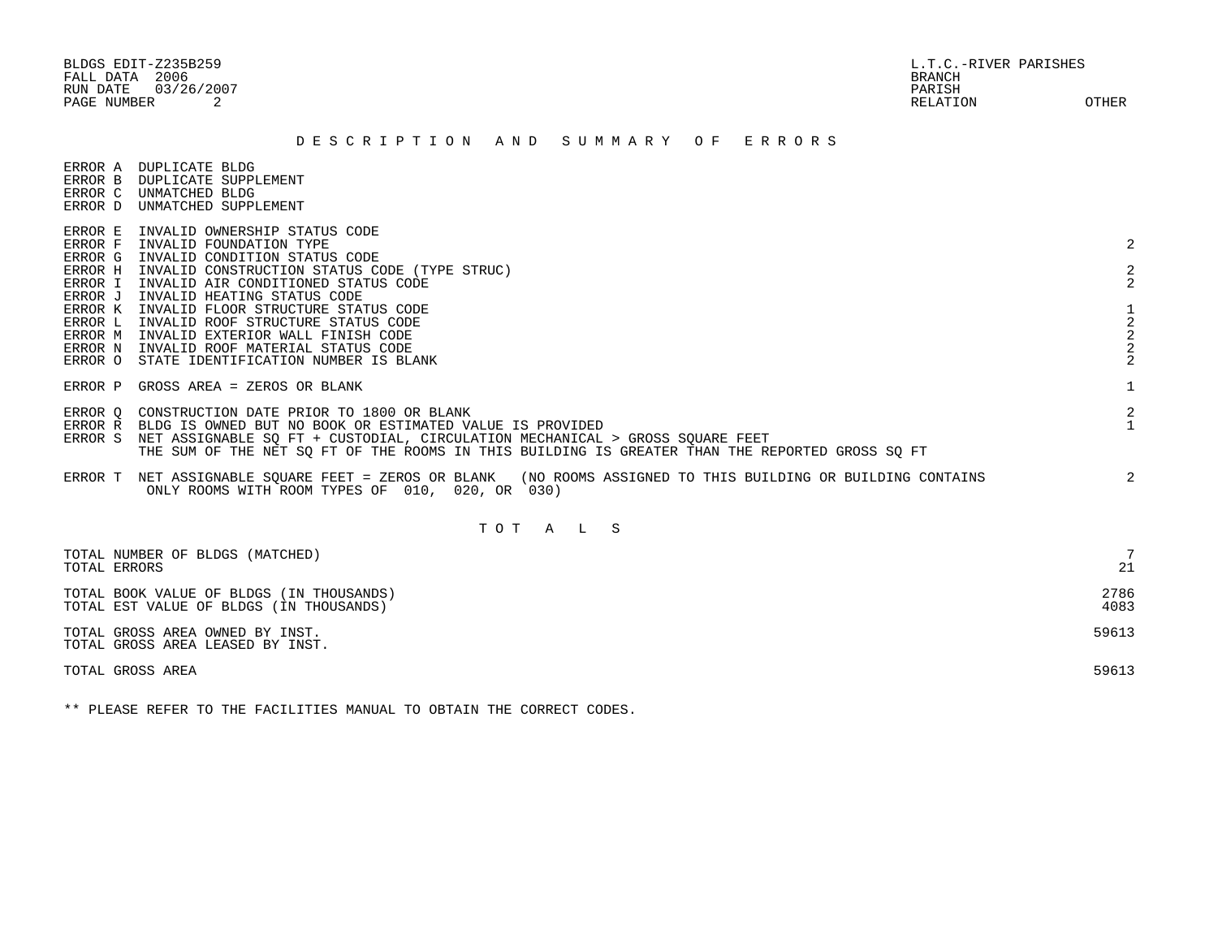BLDGS EDIT-Z235B259
FALL DATA 2006
RUN DATE 03/26/2007
PAGE NUMBER 2

L.T.C.-RIVER PARISHES
BRANCH
PARISH
RELATION OTHER

## D E S C R I P T I O N   A N D   S U M M A R Y   O F   E R R O R S

| ERROR | DESCRIPTION | OTHER |
|---|---|---|
| ERROR A | DUPLICATE BLDG | |
| ERROR B | DUPLICATE SUPPLEMENT | |
| ERROR C | UNMATCHED BLDG | |
| ERROR D | UNMATCHED SUPPLEMENT | |
| ERROR E | INVALID OWNERSHIP STATUS CODE | |
| ERROR F | INVALID FOUNDATION TYPE | 2 |
| ERROR G | INVALID CONDITION STATUS CODE | |
| ERROR H | INVALID CONSTRUCTION STATUS CODE (TYPE STRUC) | 2 |
| ERROR I | INVALID AIR CONDITIONED STATUS CODE | 2 |
| ERROR J | INVALID HEATING STATUS CODE | |
| ERROR K | INVALID FLOOR STRUCTURE STATUS CODE | 1 |
| ERROR L | INVALID ROOF STRUCTURE STATUS CODE | 2 |
| ERROR M | INVALID EXTERIOR WALL FINISH CODE | 2 |
| ERROR N | INVALID ROOF MATERIAL STATUS CODE | 2 |
| ERROR O | STATE IDENTIFICATION NUMBER IS BLANK | 2 |
| ERROR P | GROSS AREA = ZEROS OR BLANK | 1 |
| ERROR Q | CONSTRUCTION DATE PRIOR TO 1800 OR BLANK | 2 |
| ERROR R | BLDG IS OWNED BUT NO BOOK OR ESTIMATED VALUE IS PROVIDED | 1 |
| ERROR S | NET ASSIGNABLE SQ FT + CUSTODIAL, CIRCULATION MECHANICAL > GROSS SQUARE FEET THE SUM OF THE NET SQ FT OF THE ROOMS IN THIS BUILDING IS GREATER THAN THE REPORTED GROSS SQ FT | |
| ERROR T | NET ASSIGNABLE SQUARE FEET = ZEROS OR BLANK (NO ROOMS ASSIGNED TO THIS BUILDING OR BUILDING CONTAINS ONLY ROOMS WITH ROOM TYPES OF 010, 020, OR 030) | 2 |

## T O T A L S

| | |
|---|---|
| TOTAL NUMBER OF BLDGS (MATCHED) | 7 |
| TOTAL ERRORS | 21 |
| TOTAL BOOK VALUE OF BLDGS (IN THOUSANDS) | 2786 |
| TOTAL EST VALUE OF BLDGS (IN THOUSANDS) | 4083 |
| TOTAL GROSS AREA OWNED BY INST. | 59613 |
| TOTAL GROSS AREA LEASED BY INST. | |
| TOTAL GROSS AREA | 59613 |

** PLEASE REFER TO THE FACILITIES MANUAL TO OBTAIN THE CORRECT CODES.